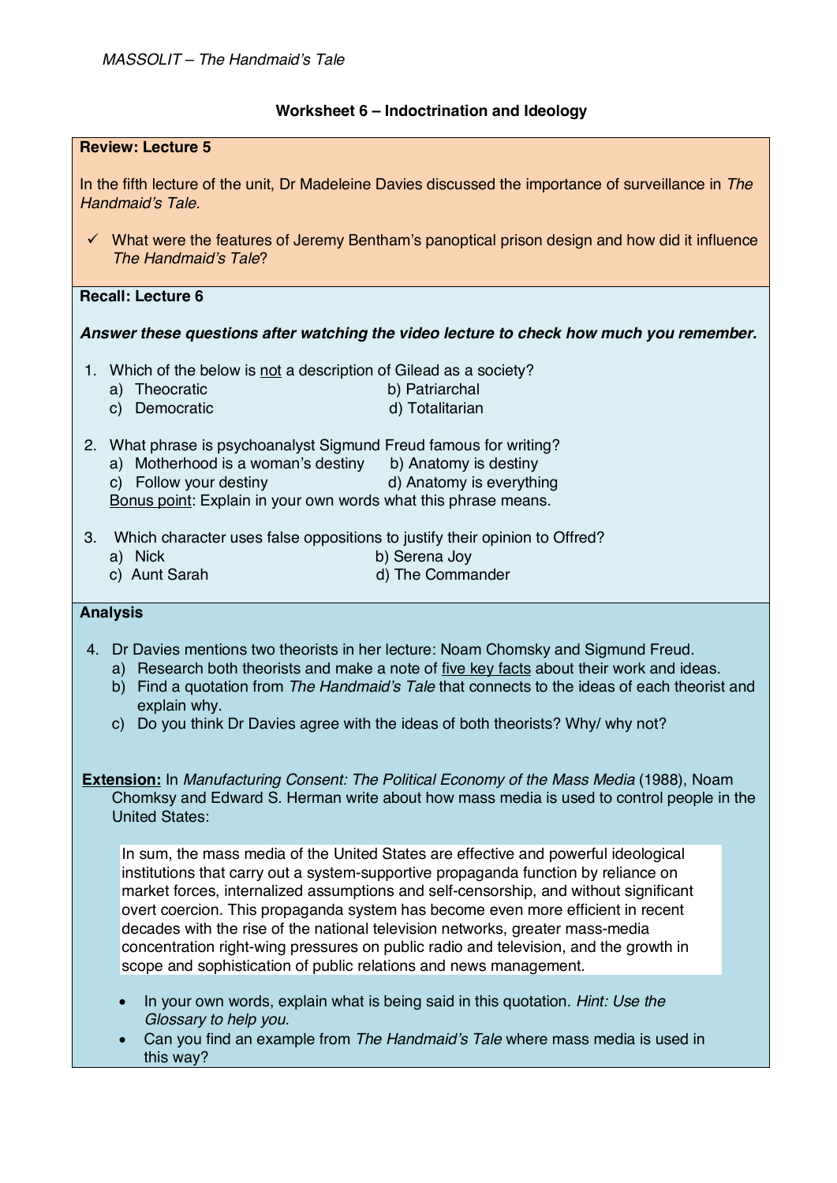*MASSOLIT – The Handmaid's Tale*

## Worksheet 6 – Indoctrination and Ideology

### Review: Lecture 5

In the fifth lecture of the unit, Dr Madeleine Davies discussed the importance of surveillance in *The Handmaid's Tale.*

- ✓ What were the features of Jeremy Bentham's panoptical prison design and how did it influence *The Handmaid's Tale*?

### Recall: Lecture 6

***Answer these questions after watching the video lecture to check how much you remember.***

1. Which of the below is not a description of Gilead as a society?
   a) Theocratic
   b) Patriarchal
   c) Democratic
   d) Totalitarian

2. What phrase is psychoanalyst Sigmund Freud famous for writing?
   a) Motherhood is a woman's destiny
   b) Anatomy is destiny
   c) Follow your destiny
   d) Anatomy is everything

   Bonus point: Explain in your own words what this phrase means.

3. Which character uses false oppositions to justify their opinion to Offred?
   a) Nick
   b) Serena Joy
   c) Aunt Sarah
   d) The Commander

### Analysis

4. Dr Davies mentions two theorists in her lecture: Noam Chomsky and Sigmund Freud.
   a) Research both theorists and make a note of five key facts about their work and ideas.
   b) Find a quotation from *The Handmaid's Tale* that connects to the ideas of each theorist and explain why.
   c) Do you think Dr Davies agree with the ideas of both theorists? Why/ why not?

**Extension:** In *Manufacturing Consent: The Political Economy of the Mass Media* (1988), Noam Chomsky and Edward S. Herman write about how mass media is used to control people in the United States:

> In sum, the mass media of the United States are effective and powerful ideological institutions that carry out a system-supportive propaganda function by reliance on market forces, internalized assumptions and self-censorship, and without significant overt coercion. This propaganda system has become even more efficient in recent decades with the rise of the national television networks, greater mass-media concentration right-wing pressures on public radio and television, and the growth in scope and sophistication of public relations and news management.

- In your own words, explain what is being said in this quotation. *Hint: Use the Glossary to help you.*
- Can you find an example from *The Handmaid's Tale* where mass media is used in this way?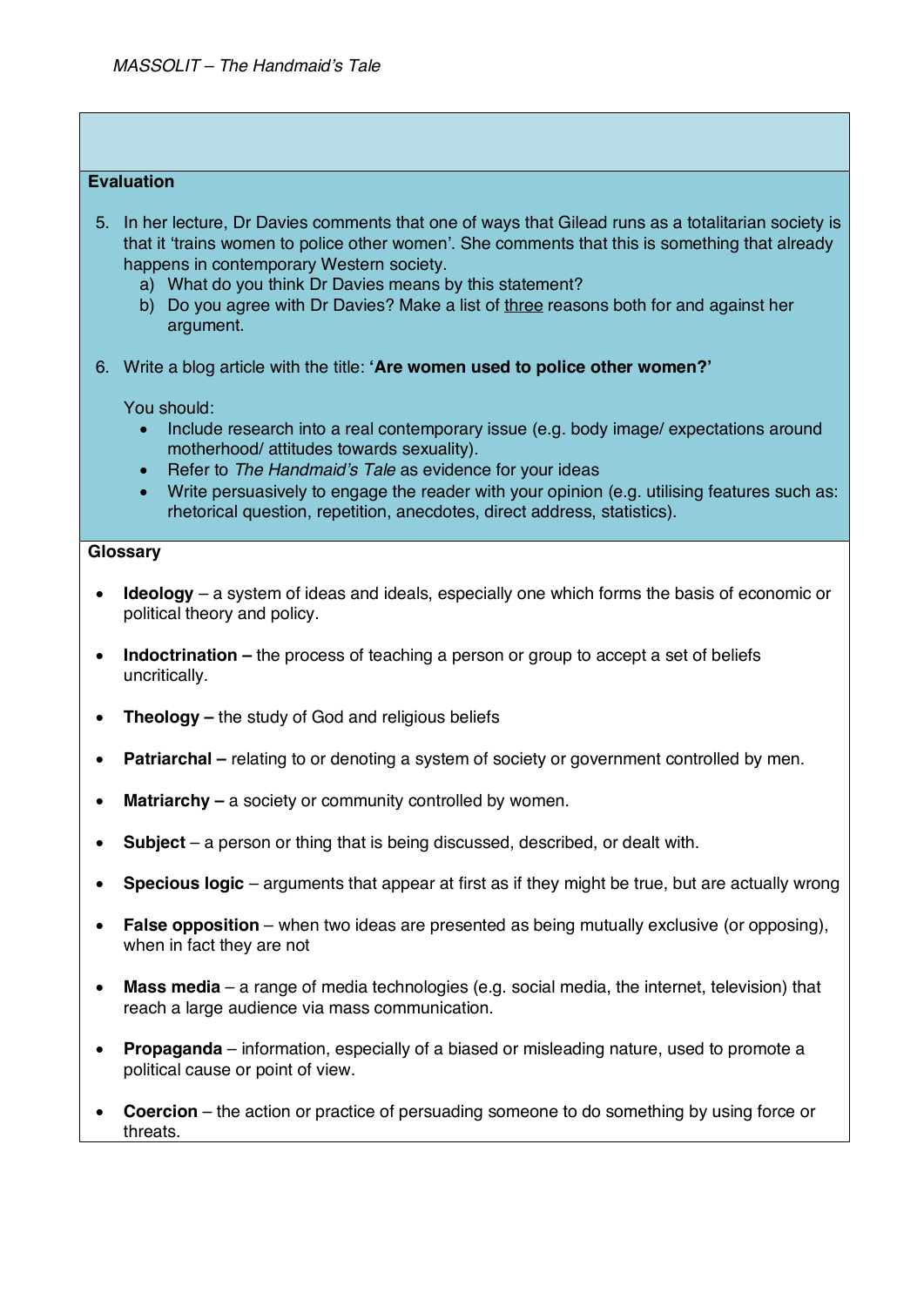## Evaluation

5. In her lecture, Dr Davies comments that one of ways that Gilead runs as a totalitarian society is that it 'trains women to police other women'. She comments that this is something that already happens in contemporary Western society.
   a) What do you think Dr Davies means by this statement?
   b) Do you agree with Dr Davies? Make a list of three reasons both for and against her argument.

6. Write a blog article with the title: **'Are women used to police other women?'**

   You should:
   - Include research into a real contemporary issue (e.g. body image/ expectations around motherhood/ attitudes towards sexuality).
   - Refer to *The Handmaid's Tale* as evidence for your ideas
   - Write persuasively to engage the reader with your opinion (e.g. utilising features such as: rhetorical question, repetition, anecdotes, direct address, statistics).

## Glossary

- **Ideology** – a system of ideas and ideals, especially one which forms the basis of economic or political theory and policy.
- **Indoctrination –** the process of teaching a person or group to accept a set of beliefs uncritically.
- **Theology –** the study of God and religious beliefs
- **Patriarchal –** relating to or denoting a system of society or government controlled by men.
- **Matriarchy –** a society or community controlled by women.
- **Subject** – a person or thing that is being discussed, described, or dealt with.
- **Specious logic** – arguments that appear at first as if they might be true, but are actually wrong
- **False opposition** – when two ideas are presented as being mutually exclusive (or opposing), when in fact they are not
- **Mass media** – a range of media technologies (e.g. social media, the internet, television) that reach a large audience via mass communication.
- **Propaganda** – information, especially of a biased or misleading nature, used to promote a political cause or point of view.
- **Coercion** – the action or practice of persuading someone to do something by using force or threats.